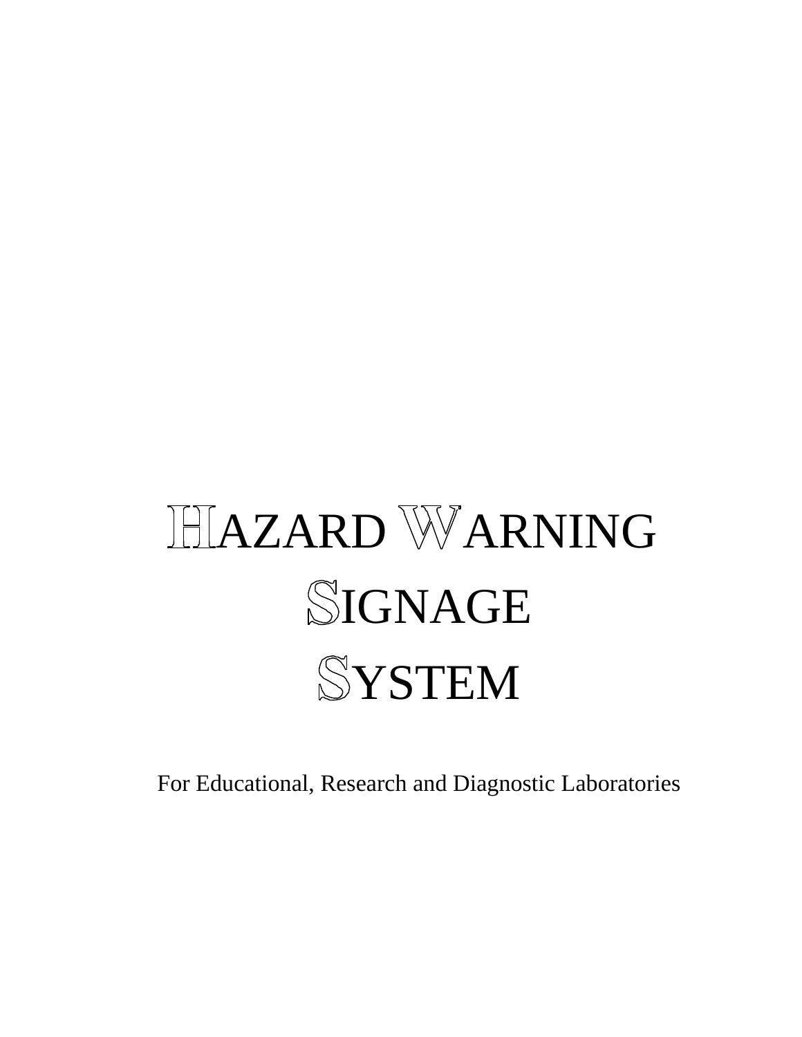# HAZARD WARNING SIGNAGE SYSTEM

For Educational, Research and Diagnostic Laboratories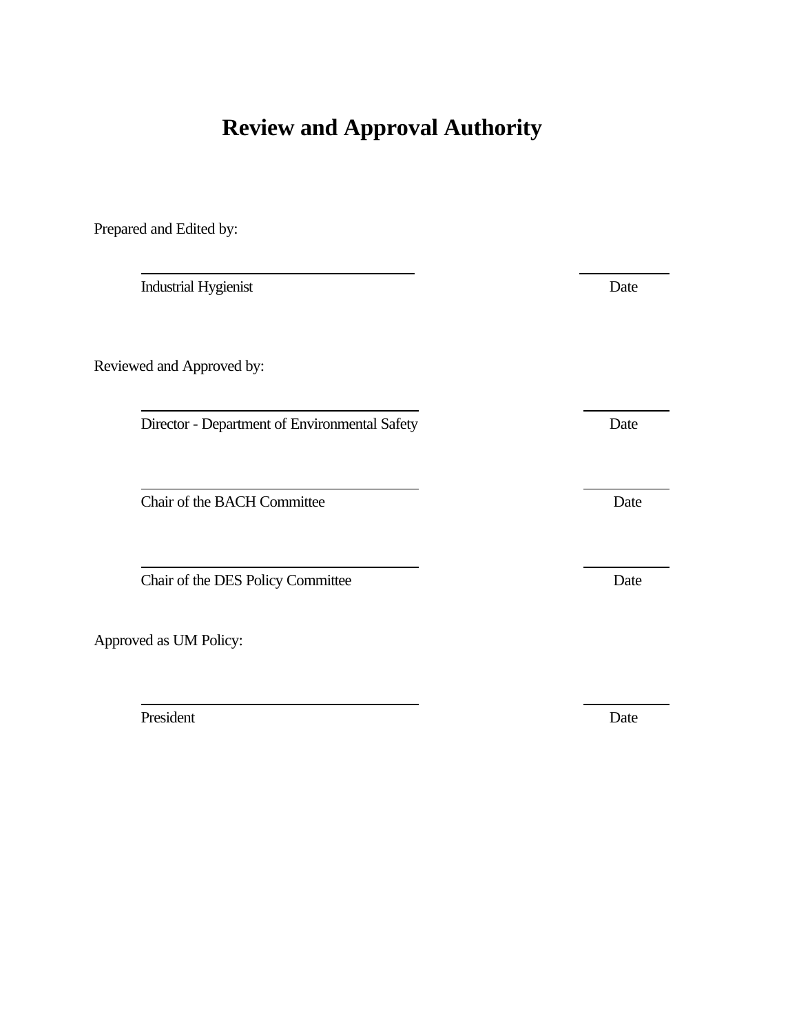# Review and Approval Authority

Prepared and Edited by:

\_\_\_\_\_\_\_\_\_\_\_\_\_\_\_\_\_\_\_\_\_\_\_\_\_\_\_\_\_\_\_\_\_\_\_\_ \_\_\_\_\_\_\_\_\_\_\_\_

Industrial Hygienist Date

Reviewed and Approved by:

\_\_\_\_\_\_\_\_\_\_\_\_\_\_\_\_\_\_\_\_\_\_\_\_\_\_\_\_\_\_\_\_\_\_\_\_ \_\_\_\_\_\_\_\_\_\_\_\_

Director - Department of Environmental Safety Date

\_\_\_\_\_\_\_\_\_\_\_\_\_\_\_\_\_\_\_\_\_\_\_\_\_\_\_\_\_\_\_\_\_\_\_\_ \_\_\_\_\_\_\_\_\_\_\_\_

Chair of the BACH Committee Date

\_\_\_\_\_\_\_\_\_\_\_\_\_\_\_\_\_\_\_\_\_\_\_\_\_\_\_\_\_\_\_\_\_\_\_\_ \_\_\_\_\_\_\_\_\_\_\_\_

Chair of the DES Policy Committee Date

Approved as UM Policy:

\_\_\_\_\_\_\_\_\_\_\_\_\_\_\_\_\_\_\_\_\_\_\_\_\_\_\_\_\_\_\_\_\_\_\_\_ \_\_\_\_\_\_\_\_\_\_\_\_

President Date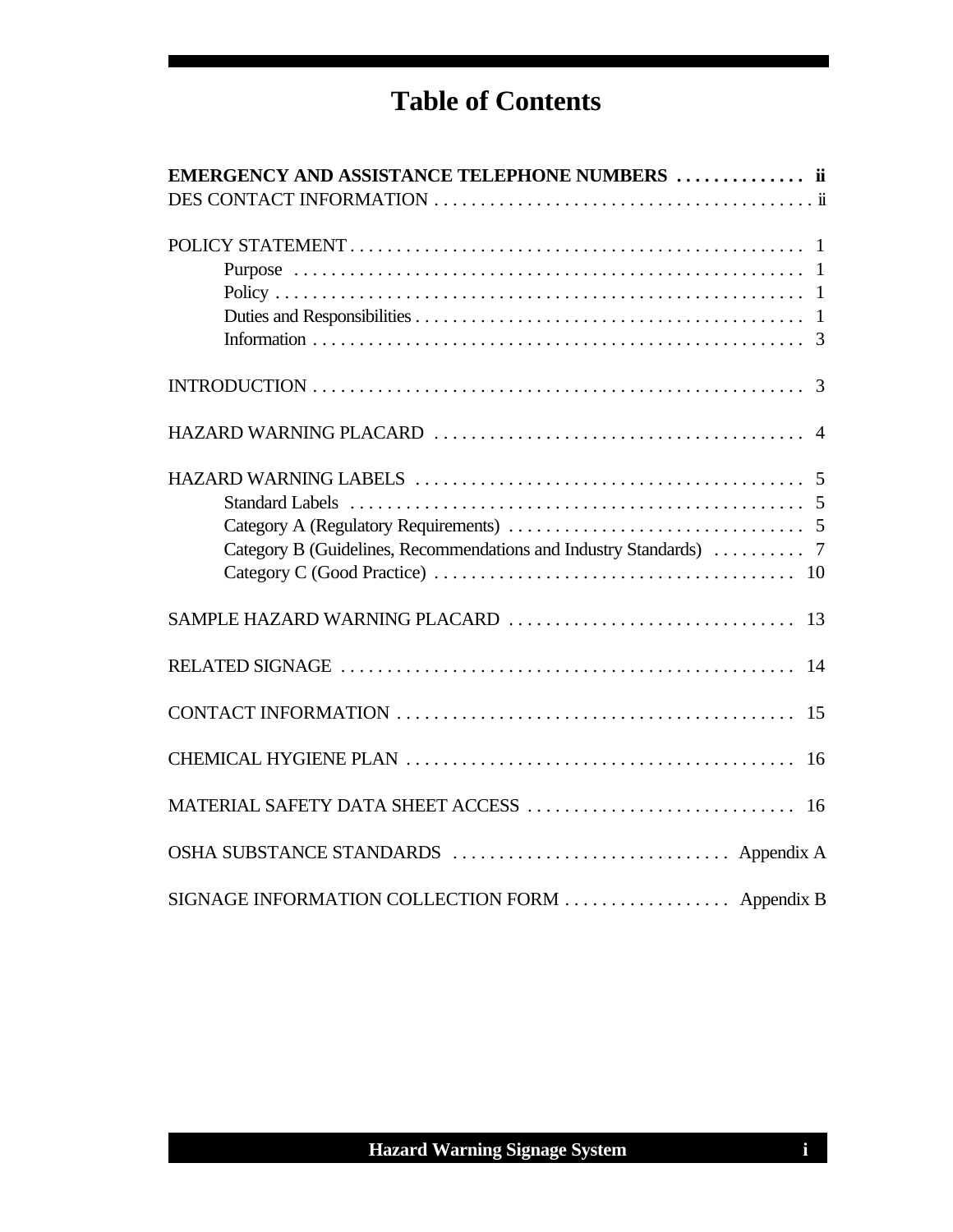# Table of Contents

**EMERGENCY AND ASSISTANCE TELEPHONE NUMBERS . . . . . . . . . . . . . . ii**
DES CONTACT INFORMATION . . . . . . . . . . . . . . . . . . . . . . . . . . . . . . . . . . . . . . . . . ii

POLICY STATEMENT . . . . . . . . . . . . . . . . . . . . . . . . . . . . . . . . . . . . . . . . . . . . . . . . 1
- Purpose . . . . . . . . . . . . . . . . . . . . . . . . . . . . . . . . . . . . . . . . . . . . . . . . . . . . . 1
- Policy . . . . . . . . . . . . . . . . . . . . . . . . . . . . . . . . . . . . . . . . . . . . . . . . . . . . . . . 1
- Duties and Responsibilities . . . . . . . . . . . . . . . . . . . . . . . . . . . . . . . . . . . . . . . . 1
- Information . . . . . . . . . . . . . . . . . . . . . . . . . . . . . . . . . . . . . . . . . . . . . . . . . . . 3

INTRODUCTION . . . . . . . . . . . . . . . . . . . . . . . . . . . . . . . . . . . . . . . . . . . . . . . . . . . 3

HAZARD WARNING PLACARD . . . . . . . . . . . . . . . . . . . . . . . . . . . . . . . . . . . . . . . . 4

HAZARD WARNING LABELS . . . . . . . . . . . . . . . . . . . . . . . . . . . . . . . . . . . . . . . . . 5
- Standard Labels . . . . . . . . . . . . . . . . . . . . . . . . . . . . . . . . . . . . . . . . . . . . . . . . 5
- Category A (Regulatory Requirements) . . . . . . . . . . . . . . . . . . . . . . . . . . . . . . . 5
- Category B (Guidelines, Recommendations and Industry Standards) . . . . . . . . . . 7
- Category C (Good Practice) . . . . . . . . . . . . . . . . . . . . . . . . . . . . . . . . . . . . . . . 10

SAMPLE HAZARD WARNING PLACARD . . . . . . . . . . . . . . . . . . . . . . . . . . . . . . . 13

RELATED SIGNAGE . . . . . . . . . . . . . . . . . . . . . . . . . . . . . . . . . . . . . . . . . . . . . . . . 14

CONTACT INFORMATION . . . . . . . . . . . . . . . . . . . . . . . . . . . . . . . . . . . . . . . . . . 15

CHEMICAL HYGIENE PLAN . . . . . . . . . . . . . . . . . . . . . . . . . . . . . . . . . . . . . . . . . 16

MATERIAL SAFETY DATA SHEET ACCESS . . . . . . . . . . . . . . . . . . . . . . . . . . . . . 16

OSHA SUBSTANCE STANDARDS . . . . . . . . . . . . . . . . . . . . . . . . . . . . . Appendix A

SIGNAGE INFORMATION COLLECTION FORM . . . . . . . . . . . . . . . . . . Appendix B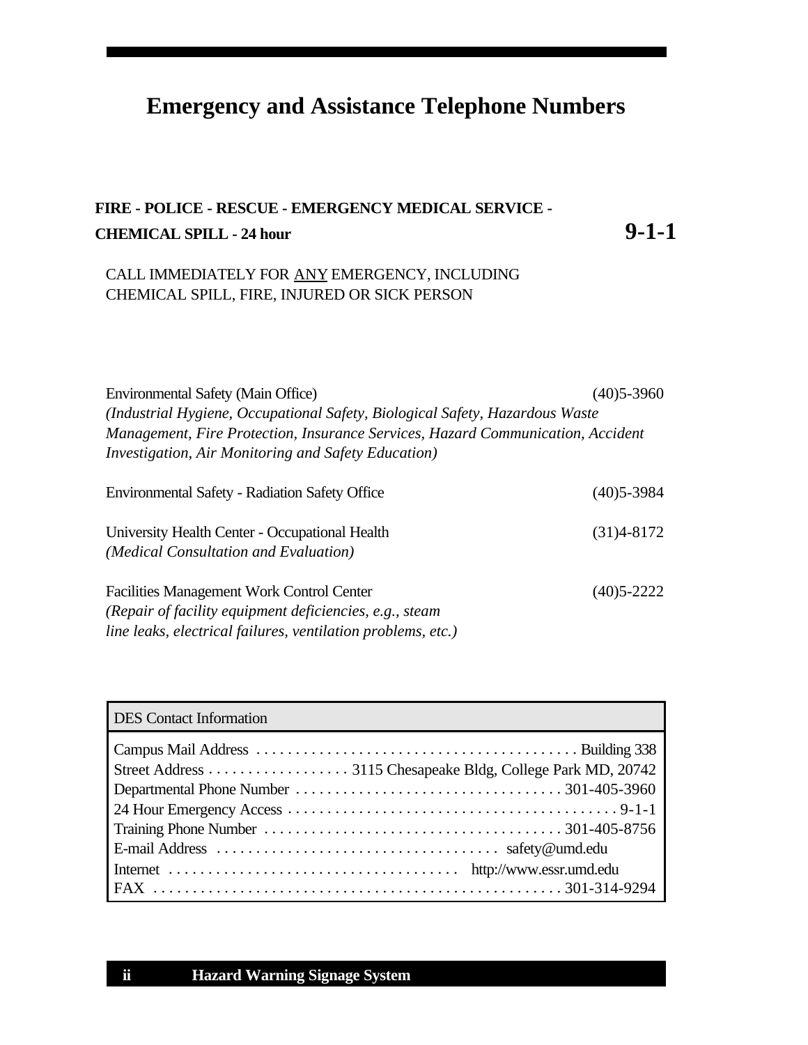# Emergency and Assistance Telephone Numbers

**FIRE - POLICE - RESCUE - EMERGENCY MEDICAL SERVICE - CHEMICAL SPILL - 24 hour** **9-1-1**

CALL IMMEDIATELY FOR ANY EMERGENCY, INCLUDING CHEMICAL SPILL, FIRE, INJURED OR SICK PERSON

Environmental Safety (Main Office) (40)5-3960
*(Industrial Hygiene, Occupational Safety, Biological Safety, Hazardous Waste Management, Fire Protection, Insurance Services, Hazard Communication, Accident Investigation, Air Monitoring and Safety Education)*

Environmental Safety - Radiation Safety Office (40)5-3984

University Health Center - Occupational Health (31)4-8172
*(Medical Consultation and Evaluation)*

Facilities Management Work Control Center (40)5-2222
*(Repair of facility equipment deficiencies, e.g., steam line leaks, electrical failures, ventilation problems, etc.)*

| DES Contact Information | |
|---|---|
| Campus Mail Address | Building 338 |
| Street Address | 3115 Chesapeake Bldg, College Park MD, 20742 |
| Departmental Phone Number | 301-405-3960 |
| 24 Hour Emergency Access | 9-1-1 |
| Training Phone Number | 301-405-8756 |
| E-mail Address | safety@umd.edu |
| Internet | http://www.essr.umd.edu |
| FAX | 301-314-9294 |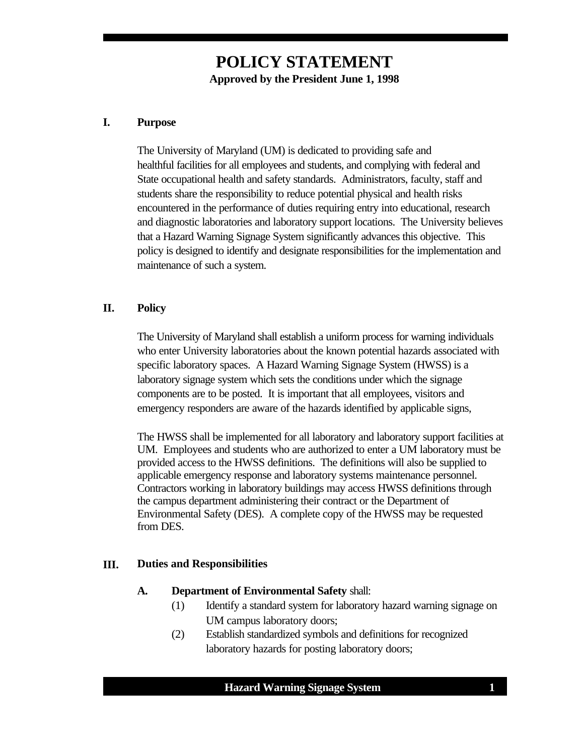# POLICY STATEMENT

**Approved by the President June 1, 1998**

## I. Purpose

The University of Maryland (UM) is dedicated to providing safe and healthful facilities for all employees and students, and complying with federal and State occupational health and safety standards. Administrators, faculty, staff and students share the responsibility to reduce potential physical and health risks encountered in the performance of duties requiring entry into educational, research and diagnostic laboratories and laboratory support locations. The University believes that a Hazard Warning Signage System significantly advances this objective. This policy is designed to identify and designate responsibilities for the implementation and maintenance of such a system.

## II. Policy

The University of Maryland shall establish a uniform process for warning individuals who enter University laboratories about the known potential hazards associated with specific laboratory spaces. A Hazard Warning Signage System (HWSS) is a laboratory signage system which sets the conditions under which the signage components are to be posted. It is important that all employees, visitors and emergency responders are aware of the hazards identified by applicable signs,

The HWSS shall be implemented for all laboratory and laboratory support facilities at UM. Employees and students who are authorized to enter a UM laboratory must be provided access to the HWSS definitions. The definitions will also be supplied to applicable emergency response and laboratory systems maintenance personnel. Contractors working in laboratory buildings may access HWSS definitions through the campus department administering their contract or the Department of Environmental Safety (DES). A complete copy of the HWSS may be requested from DES.

## III. Duties and Responsibilities

**A. Department of Environmental Safety** shall:

(1) Identify a standard system for laboratory hazard warning signage on UM campus laboratory doors;

(2) Establish standardized symbols and definitions for recognized laboratory hazards for posting laboratory doors;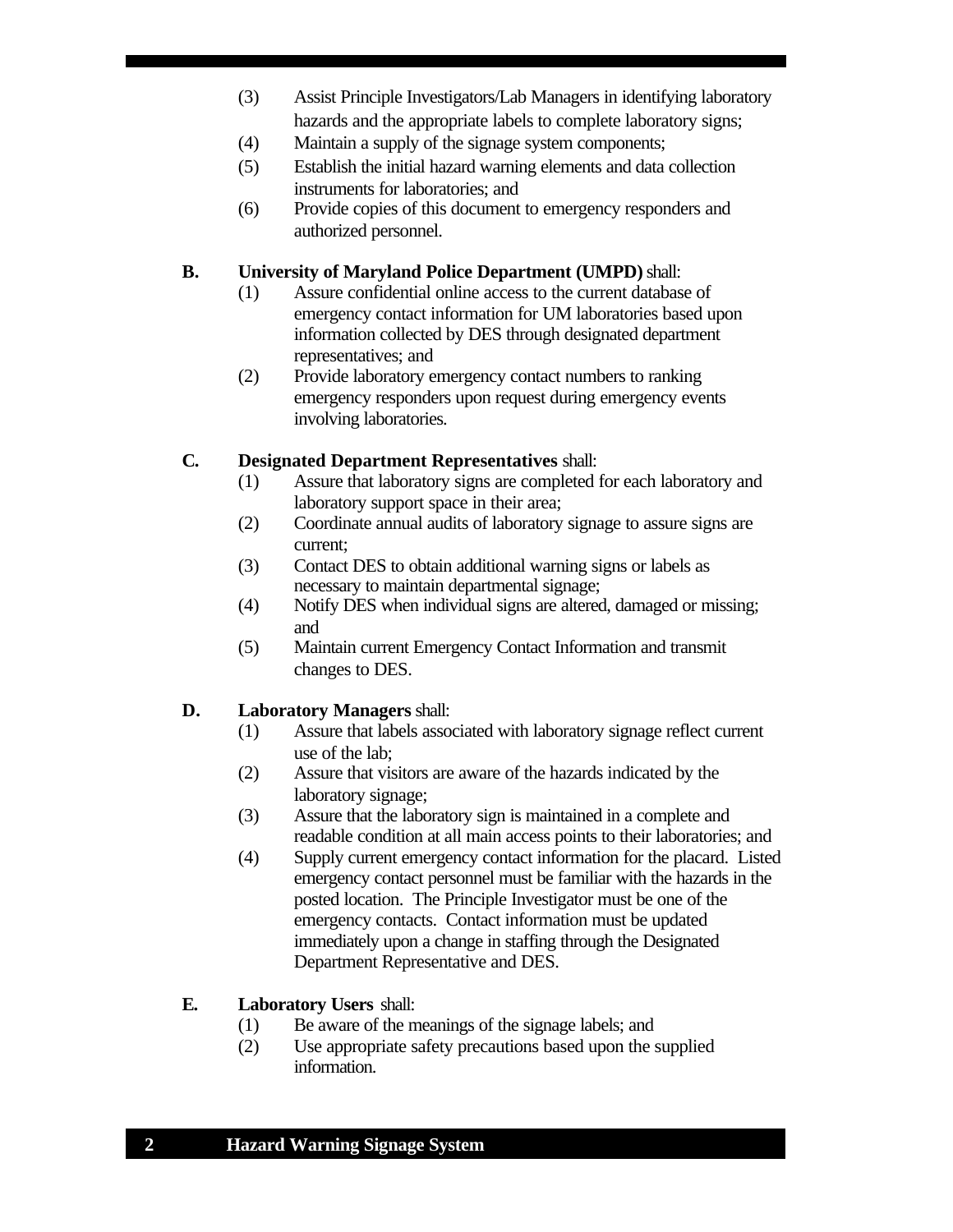(3) Assist Principle Investigators/Lab Managers in identifying laboratory hazards and the appropriate labels to complete laboratory signs;

(4) Maintain a supply of the signage system components;

(5) Establish the initial hazard warning elements and data collection instruments for laboratories; and

(6) Provide copies of this document to emergency responders and authorized personnel.

**B. University of Maryland Police Department (UMPD)** shall:

(1) Assure confidential online access to the current database of emergency contact information for UM laboratories based upon information collected by DES through designated department representatives; and

(2) Provide laboratory emergency contact numbers to ranking emergency responders upon request during emergency events involving laboratories.

**C. Designated Department Representatives** shall:

(1) Assure that laboratory signs are completed for each laboratory and laboratory support space in their area;

(2) Coordinate annual audits of laboratory signage to assure signs are current;

(3) Contact DES to obtain additional warning signs or labels as necessary to maintain departmental signage;

(4) Notify DES when individual signs are altered, damaged or missing; and

(5) Maintain current Emergency Contact Information and transmit changes to DES.

**D. Laboratory Managers** shall:

(1) Assure that labels associated with laboratory signage reflect current use of the lab;

(2) Assure that visitors are aware of the hazards indicated by the laboratory signage;

(3) Assure that the laboratory sign is maintained in a complete and readable condition at all main access points to their laboratories; and

(4) Supply current emergency contact information for the placard. Listed emergency contact personnel must be familiar with the hazards in the posted location. The Principle Investigator must be one of the emergency contacts. Contact information must be updated immediately upon a change in staffing through the Designated Department Representative and DES.

**E. Laboratory Users** shall:

(1) Be aware of the meanings of the signage labels; and

(2) Use appropriate safety precautions based upon the supplied information.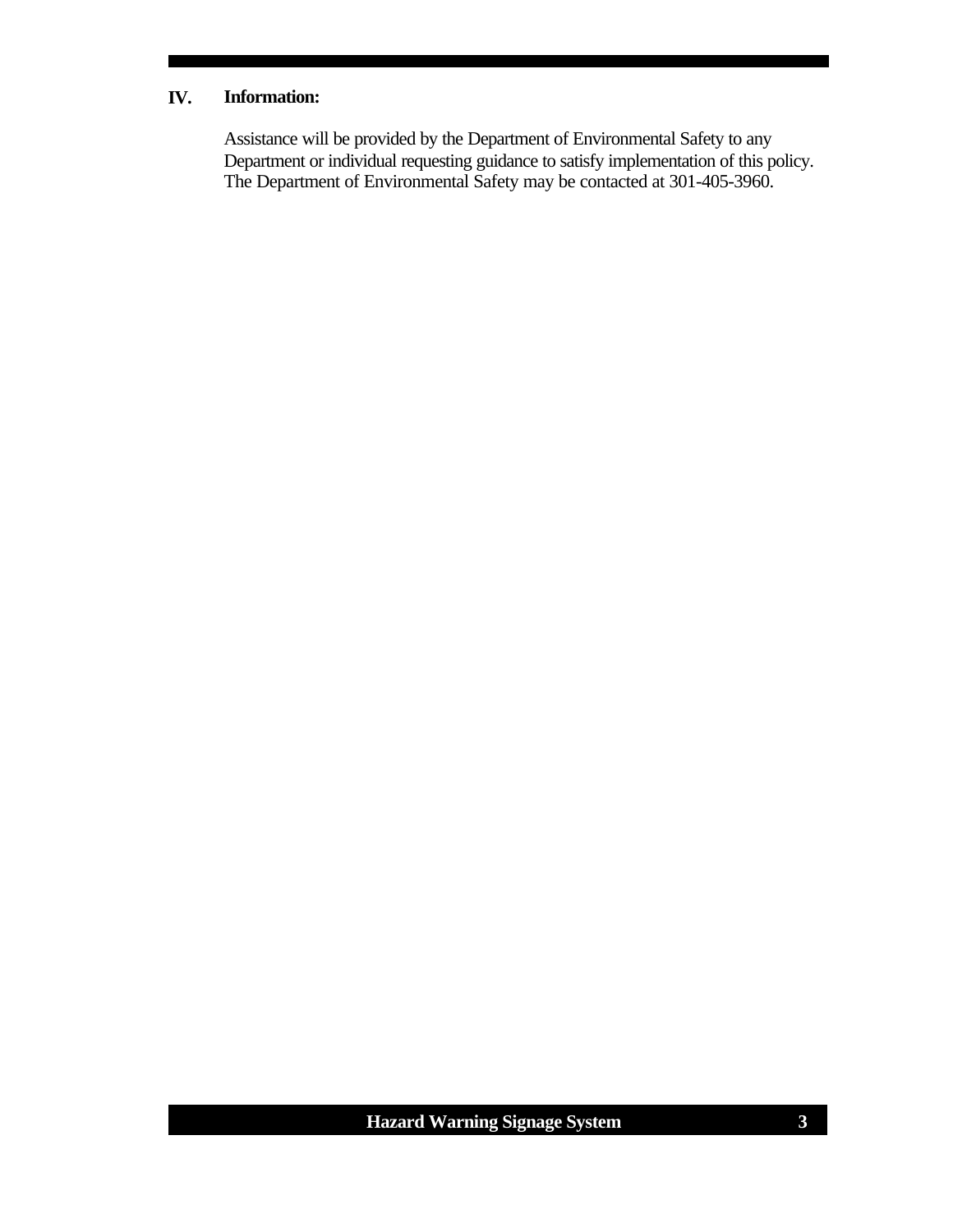## IV. Information:

Assistance will be provided by the Department of Environmental Safety to any Department or individual requesting guidance to satisfy implementation of this policy. The Department of Environmental Safety may be contacted at 301-405-3960.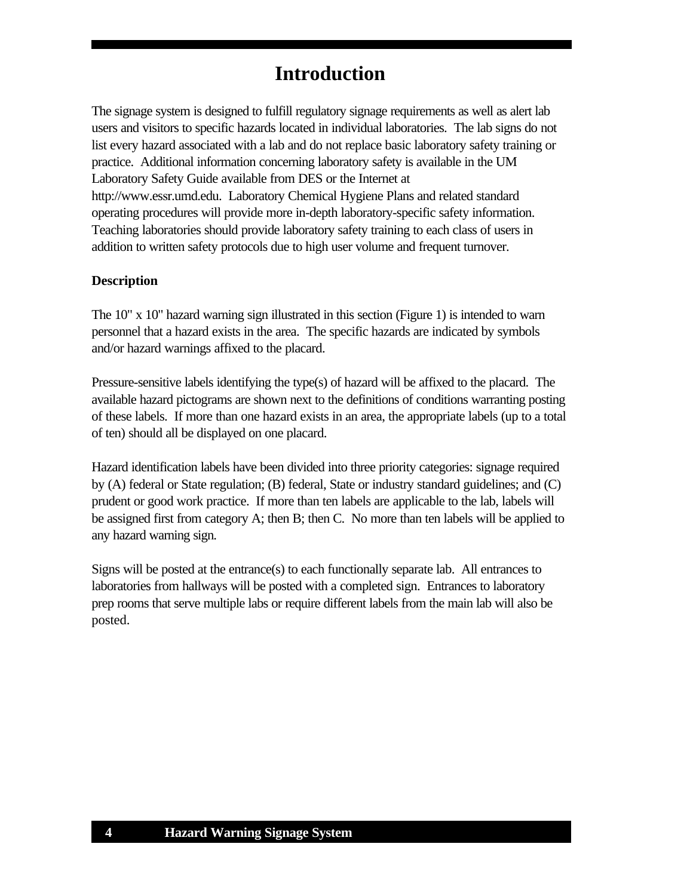# Introduction

The signage system is designed to fulfill regulatory signage requirements as well as alert lab users and visitors to specific hazards located in individual laboratories. The lab signs do not list every hazard associated with a lab and do not replace basic laboratory safety training or practice. Additional information concerning laboratory safety is available in the UM Laboratory Safety Guide available from DES or the Internet at http://www.essr.umd.edu. Laboratory Chemical Hygiene Plans and related standard operating procedures will provide more in-depth laboratory-specific safety information. Teaching laboratories should provide laboratory safety training to each class of users in addition to written safety protocols due to high user volume and frequent turnover.

**Description**

The 10" x 10" hazard warning sign illustrated in this section (Figure 1) is intended to warn personnel that a hazard exists in the area. The specific hazards are indicated by symbols and/or hazard warnings affixed to the placard.

Pressure-sensitive labels identifying the type(s) of hazard will be affixed to the placard. The available hazard pictograms are shown next to the definitions of conditions warranting posting of these labels. If more than one hazard exists in an area, the appropriate labels (up to a total of ten) should all be displayed on one placard.

Hazard identification labels have been divided into three priority categories: signage required by (A) federal or State regulation; (B) federal, State or industry standard guidelines; and (C) prudent or good work practice. If more than ten labels are applicable to the lab, labels will be assigned first from category A; then B; then C. No more than ten labels will be applied to any hazard warning sign.

Signs will be posted at the entrance(s) to each functionally separate lab. All entrances to laboratories from hallways will be posted with a completed sign. Entrances to laboratory prep rooms that serve multiple labs or require different labels from the main lab will also be posted.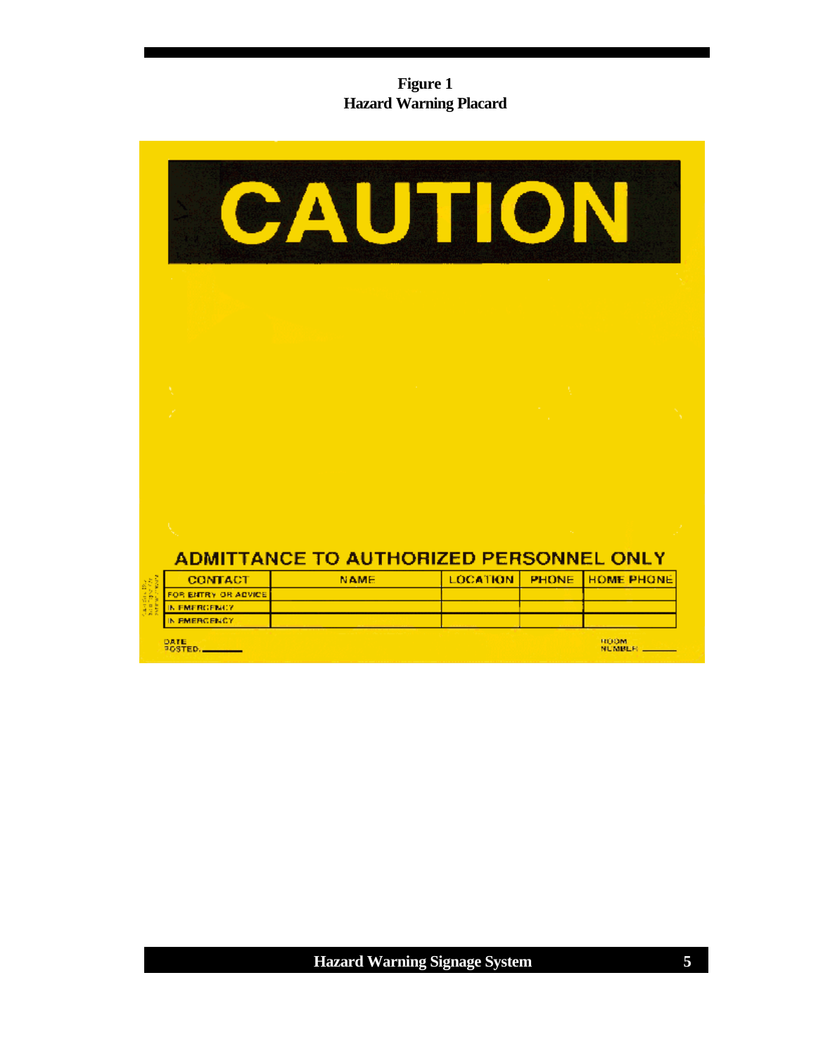**Figure 1**
**Hazard Warning Placard**

CAUTION

ADMITTANCE TO AUTHORIZED PERSONNEL ONLY

| CONTACT | NAME | LOCATION | PHONE | HOME PHONE |
|---|---|---|---|---|
| FOR ENTRY OR ADVICE | | | | |
| IN EMERGENCY | | | | |
| IN EMERGENCY | | | | |

DATE POSTED: ______

ROOM NUMBER ______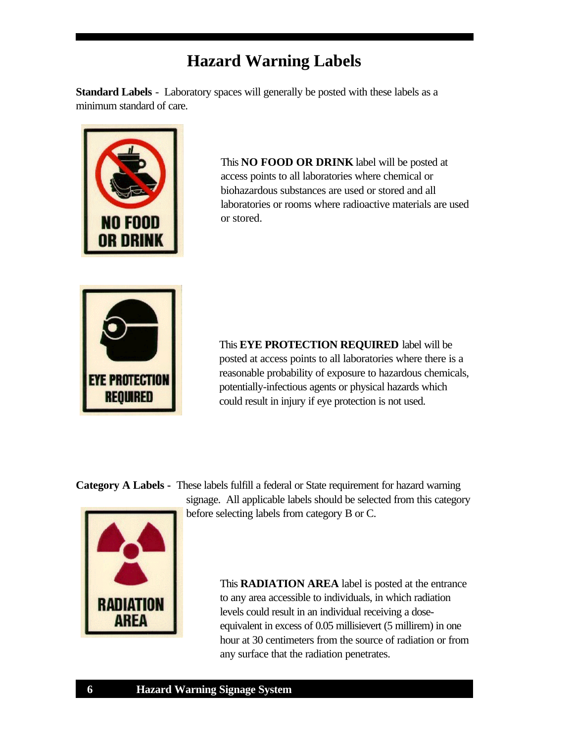# Hazard Warning Labels

**Standard Labels** - Laboratory spaces will generally be posted with these labels as a minimum standard of care.

NO FOOD OR DRINK

This **NO FOOD OR DRINK** label will be posted at access points to all laboratories where chemical or biohazardous substances are used or stored and all laboratories or rooms where radioactive materials are used or stored.

EYE PROTECTION REQUIRED

This **EYE PROTECTION REQUIRED** label will be posted at access points to all laboratories where there is a reasonable probability of exposure to hazardous chemicals, potentially-infectious agents or physical hazards which could result in injury if eye protection is not used.

**Category A Labels -** These labels fulfill a federal or State requirement for hazard warning signage. All applicable labels should be selected from this category before selecting labels from category B or C.

RADIATION AREA

This **RADIATION AREA** label is posted at the entrance to any area accessible to individuals, in which radiation levels could result in an individual receiving a dose-equivalent in excess of 0.05 millisievert (5 millirem) in one hour at 30 centimeters from the source of radiation or from any surface that the radiation penetrates.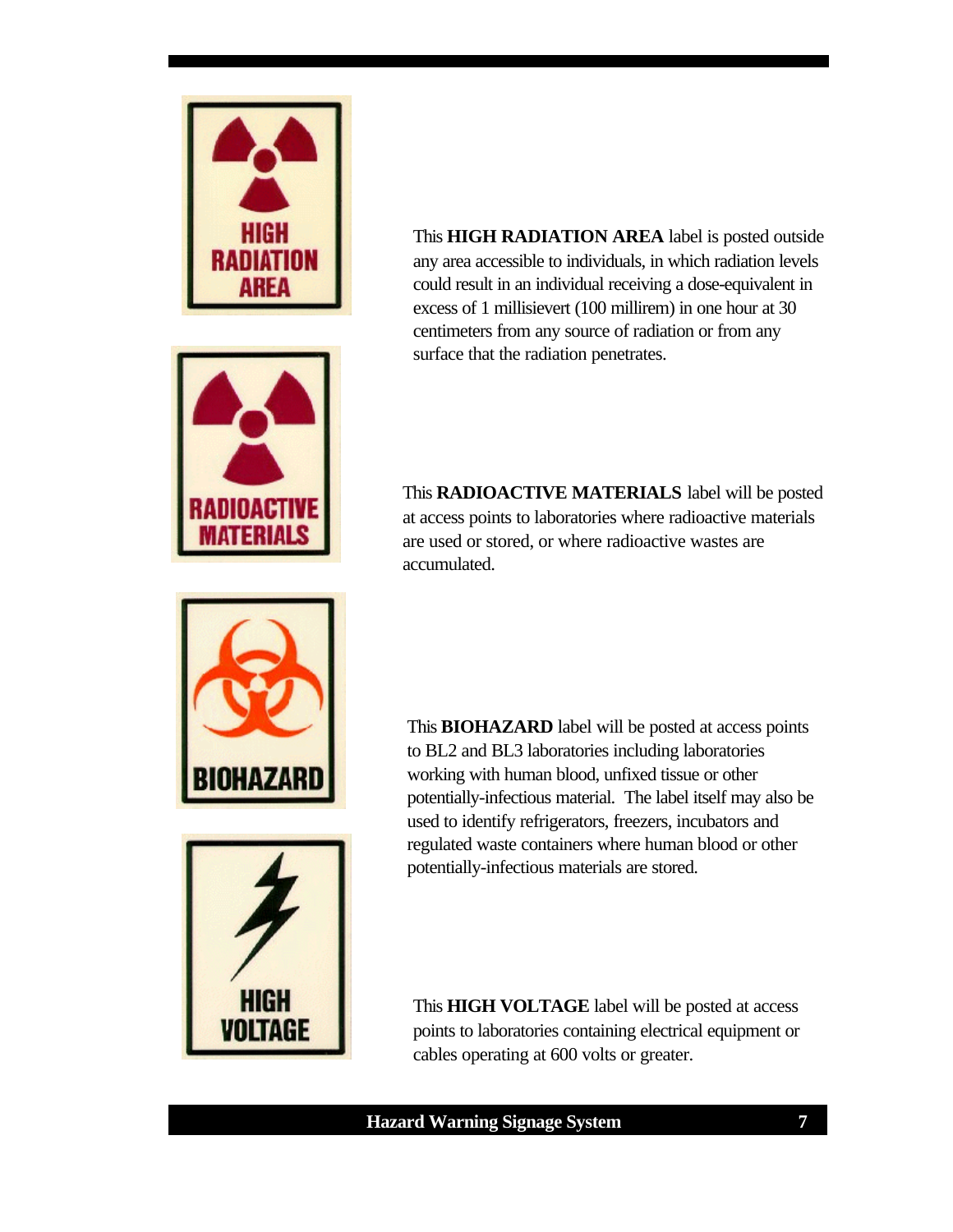HIGH RADIATION AREA

This **HIGH RADIATION AREA** label is posted outside any area accessible to individuals, in which radiation levels could result in an individual receiving a dose-equivalent in excess of 1 millisievert (100 millirem) in one hour at 30 centimeters from any source of radiation or from any surface that the radiation penetrates.

RADIOACTIVE MATERIALS

This **RADIOACTIVE MATERIALS** label will be posted at access points to laboratories where radioactive materials are used or stored, or where radioactive wastes are accumulated.

BIOHAZARD

This **BIOHAZARD** label will be posted at access points to BL2 and BL3 laboratories including laboratories working with human blood, unfixed tissue or other potentially-infectious material. The label itself may also be used to identify refrigerators, freezers, incubators and regulated waste containers where human blood or other potentially-infectious materials are stored.

HIGH VOLTAGE

This **HIGH VOLTAGE** label will be posted at access points to laboratories containing electrical equipment or cables operating at 600 volts or greater.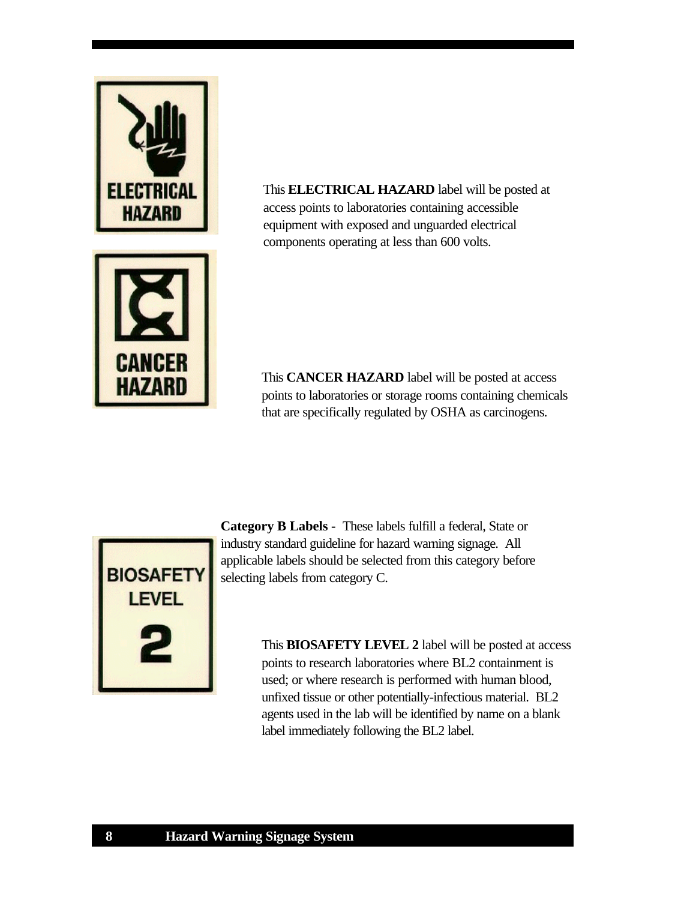ELECTRICAL HAZARD

This **ELECTRICAL HAZARD** label will be posted at access points to laboratories containing accessible equipment with exposed and unguarded electrical components operating at less than 600 volts.

CANCER HAZARD

This **CANCER HAZARD** label will be posted at access points to laboratories or storage rooms containing chemicals that are specifically regulated by OSHA as carcinogens.

**Category B Labels -** These labels fulfill a federal, State or industry standard guideline for hazard warning signage. All applicable labels should be selected from this category before selecting labels from category C.

BIOSAFETY LEVEL 2

This **BIOSAFETY LEVEL 2** label will be posted at access points to research laboratories where BL2 containment is used; or where research is performed with human blood, unfixed tissue or other potentially-infectious material. BL2 agents used in the lab will be identified by name on a blank label immediately following the BL2 label.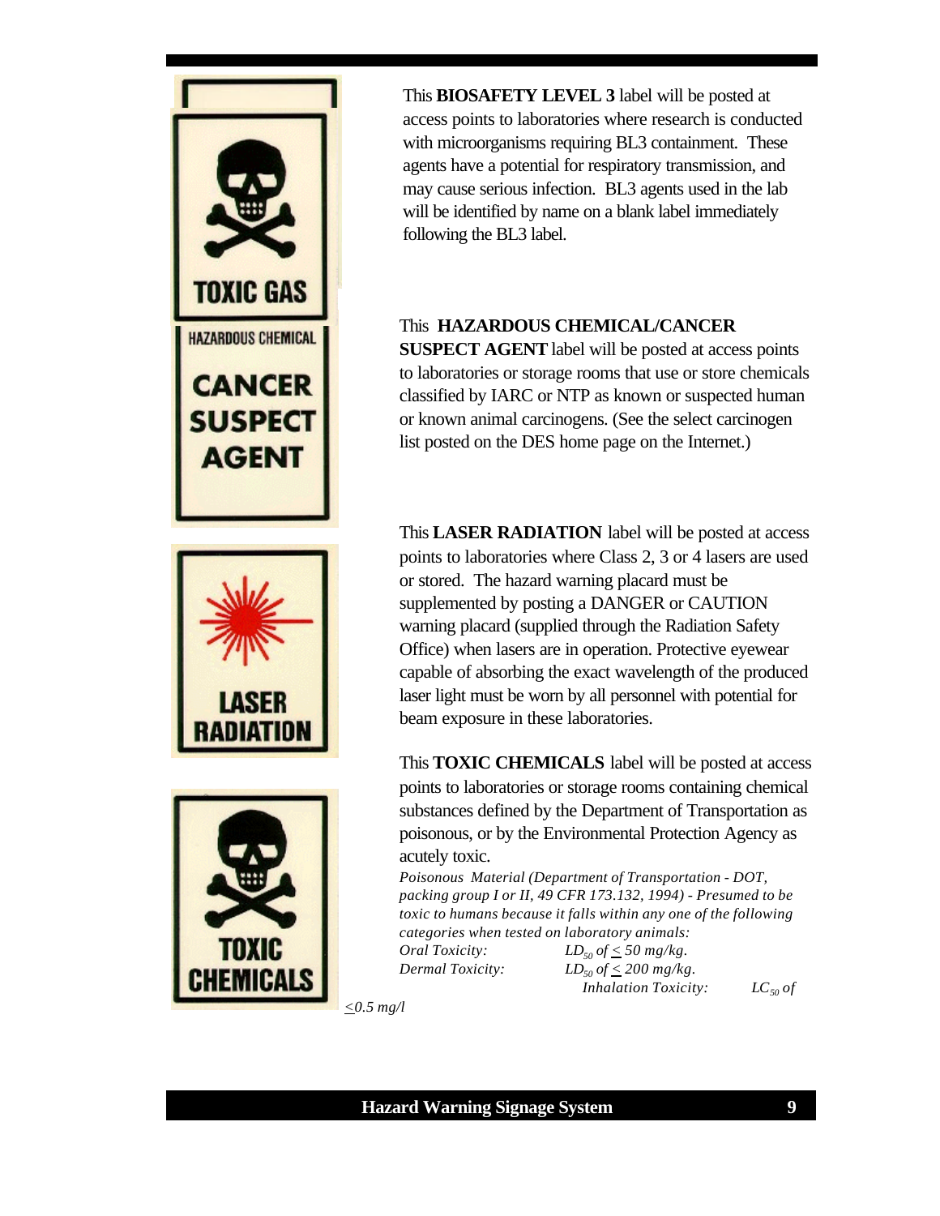This **BIOSAFETY LEVEL 3** label will be posted at access points to laboratories where research is conducted with microorganisms requiring BL3 containment. These agents have a potential for respiratory transmission, and may cause serious infection. BL3 agents used in the lab will be identified by name on a blank label immediately following the BL3 label.

TOXIC GAS

HAZARDOUS CHEMICAL

CANCER SUSPECT AGENT

This **HAZARDOUS CHEMICAL/CANCER SUSPECT AGENT** label will be posted at access points to laboratories or storage rooms that use or store chemicals classified by IARC or NTP as known or suspected human or known animal carcinogens. (See the select carcinogen list posted on the DES home page on the Internet.)

LASER RADIATION

This **LASER RADIATION** label will be posted at access points to laboratories where Class 2, 3 or 4 lasers are used or stored. The hazard warning placard must be supplemented by posting a DANGER or CAUTION warning placard (supplied through the Radiation Safety Office) when lasers are in operation. Protective eyewear capable of absorbing the exact wavelength of the produced laser light must be worn by all personnel with potential for beam exposure in these laboratories.

TOXIC CHEMICALS

This **TOXIC CHEMICALS** label will be posted at access points to laboratories or storage rooms containing chemical substances defined by the Department of Transportation as poisonous, or by the Environmental Protection Agency as acutely toxic.

*Poisonous Material (Department of Transportation - DOT, packing group I or II, 49 CFR 173.132, 1994) - Presumed to be toxic to humans because it falls within any one of the following categories when tested on laboratory animals:*

*Oral Toxicity:* $LD_{50}$ *of* $\leq$ *50 mg/kg.*

*Dermal Toxicity:* $LD_{50}$ *of* $\leq$ *200 mg/kg.*

*Inhalation Toxicity:* $LC_{50}$ *of* $\leq$*0.5 mg/l*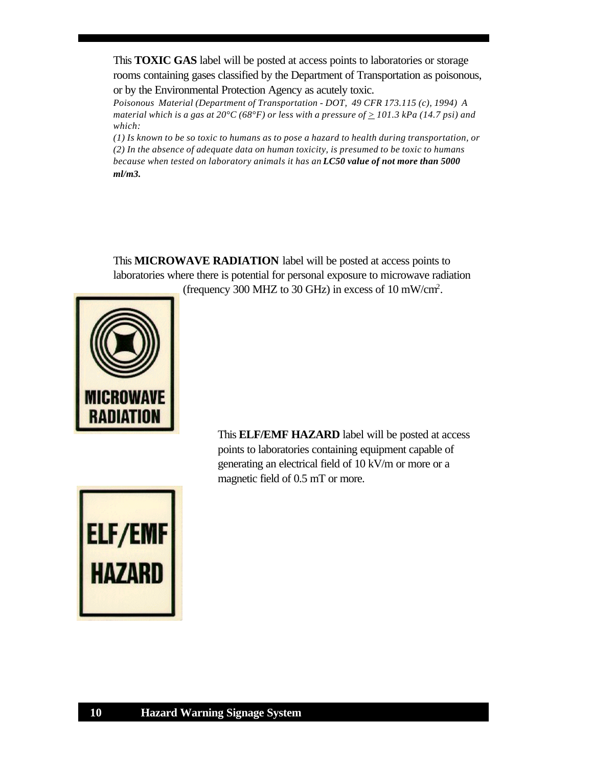This **TOXIC GAS** label will be posted at access points to laboratories or storage rooms containing gases classified by the Department of Transportation as poisonous, or by the Environmental Protection Agency as acutely toxic.

*Poisonous Material (Department of Transportation - DOT, 49 CFR 173.115 (c), 1994) A material which is a gas at 20°C (68°F) or less with a pressure of $\geq$ 101.3 kPa (14.7 psi) and which:*

*(1) Is known to be so toxic to humans as to pose a hazard to health during transportation, or*

*(2) In the absence of adequate data on human toxicity, is presumed to be toxic to humans because when tested on laboratory animals it has an* ***LC50 value of not more than 5000 ml/m3.***

This **MICROWAVE RADIATION** label will be posted at access points to laboratories where there is potential for personal exposure to microwave radiation (frequency 300 MHZ to 30 GHz) in excess of 10 mW/cm$^2$.

MICROWAVE RADIATION

This **ELF/EMF HAZARD** label will be posted at access points to laboratories containing equipment capable of generating an electrical field of 10 kV/m or more or a magnetic field of 0.5 mT or more.

ELF/EMF HAZARD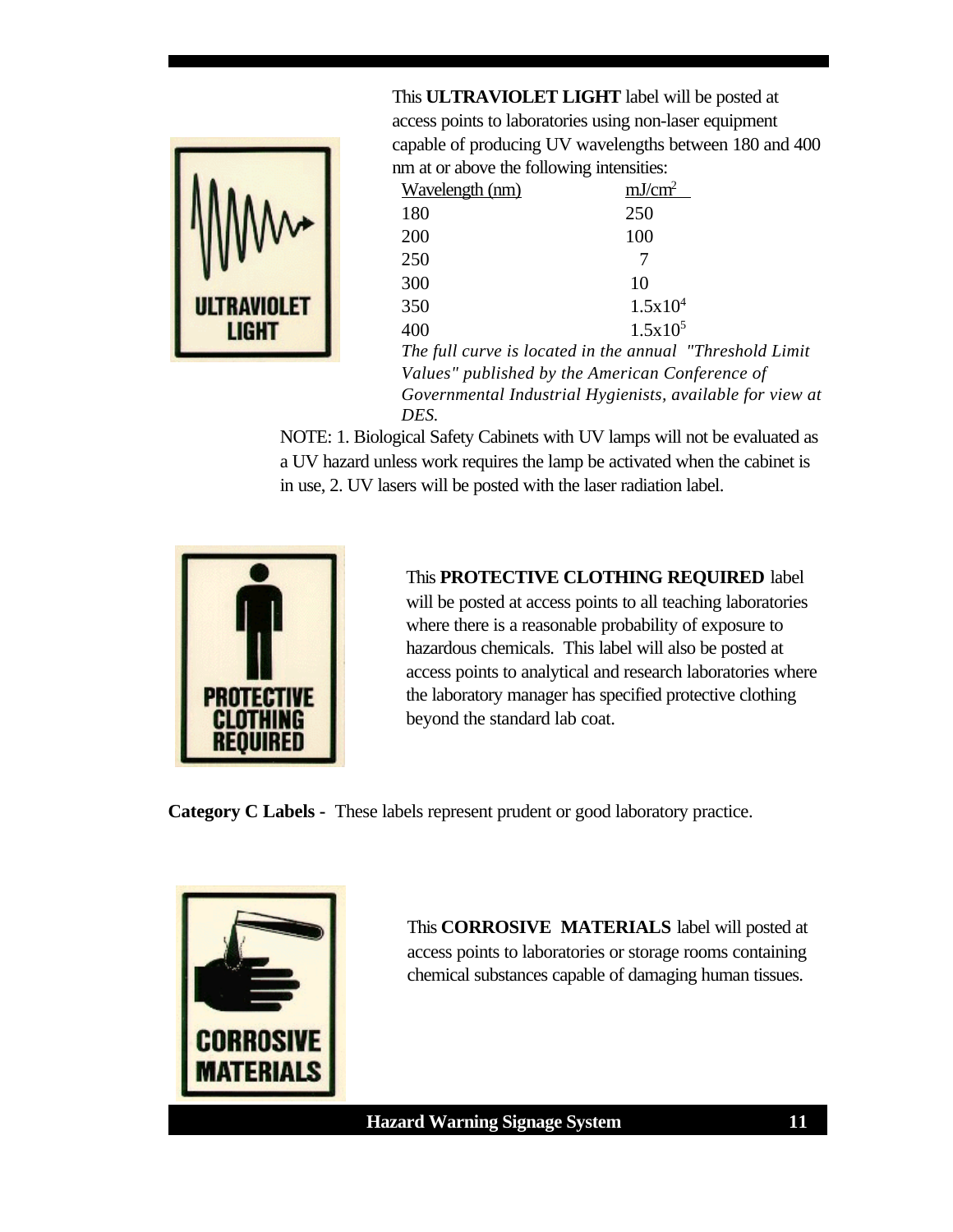This **ULTRAVIOLET LIGHT** label will be posted at access points to laboratories using non-laser equipment capable of producing UV wavelengths between 180 and 400 nm at or above the following intensities:

| Wavelength (nm) | $mJ/cm^2$ |
|---|---|
| 180 | 250 |
| 200 | 100 |
| 250 | 7 |
| 300 | 10 |
| 350 | $1.5x10^4$ |
| 400 | $1.5x10^5$ |

*The full curve is located in the annual "Threshold Limit Values" published by the American Conference of Governmental Industrial Hygienists, available for view at DES.*

NOTE: 1. Biological Safety Cabinets with UV lamps will not be evaluated as a UV hazard unless work requires the lamp be activated when the cabinet is in use, 2. UV lasers will be posted with the laser radiation label.

This **PROTECTIVE CLOTHING REQUIRED** label will be posted at access points to all teaching laboratories where there is a reasonable probability of exposure to hazardous chemicals. This label will also be posted at access points to analytical and research laboratories where the laboratory manager has specified protective clothing beyond the standard lab coat.

**Category C Labels -** These labels represent prudent or good laboratory practice.

This **CORROSIVE MATERIALS** label will posted at access points to laboratories or storage rooms containing chemical substances capable of damaging human tissues.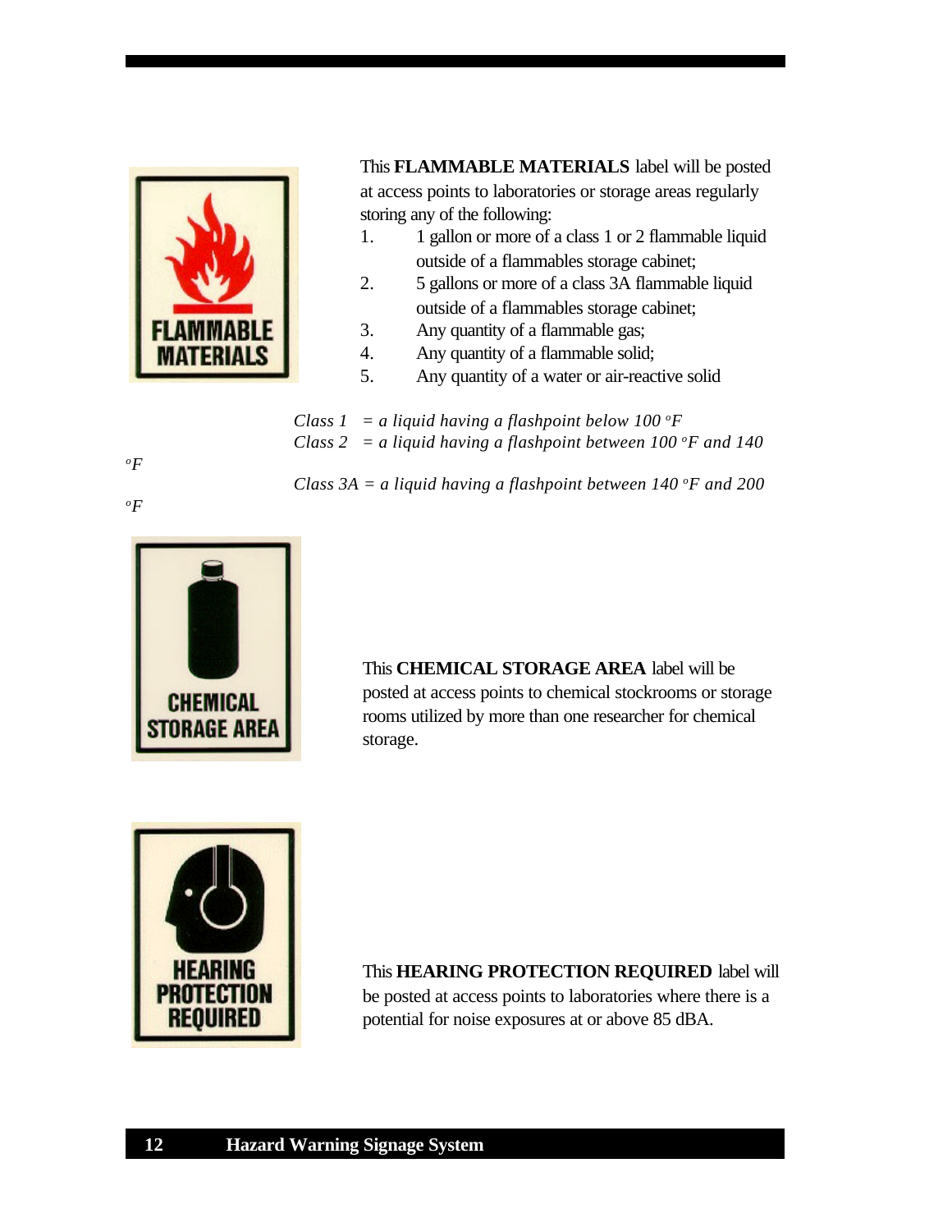This **FLAMMABLE MATERIALS** label will be posted at access points to laboratories or storage areas regularly storing any of the following:

1. 1 gallon or more of a class 1 or 2 flammable liquid outside of a flammables storage cabinet;
2. 5 gallons or more of a class 3A flammable liquid outside of a flammables storage cabinet;
3. Any quantity of a flammable gas;
4. Any quantity of a flammable solid;
5. Any quantity of a water or air-reactive solid

*Class 1 = a liquid having a flashpoint below 100 °F*
*Class 2 = a liquid having a flashpoint between 100 °F and 140 °F*
*Class 3A = a liquid having a flashpoint between 140 °F and 200 °F*

This **CHEMICAL STORAGE AREA** label will be posted at access points to chemical stockrooms or storage rooms utilized by more than one researcher for chemical storage.

This **HEARING PROTECTION REQUIRED** label will be posted at access points to laboratories where there is a potential for noise exposures at or above 85 dBA.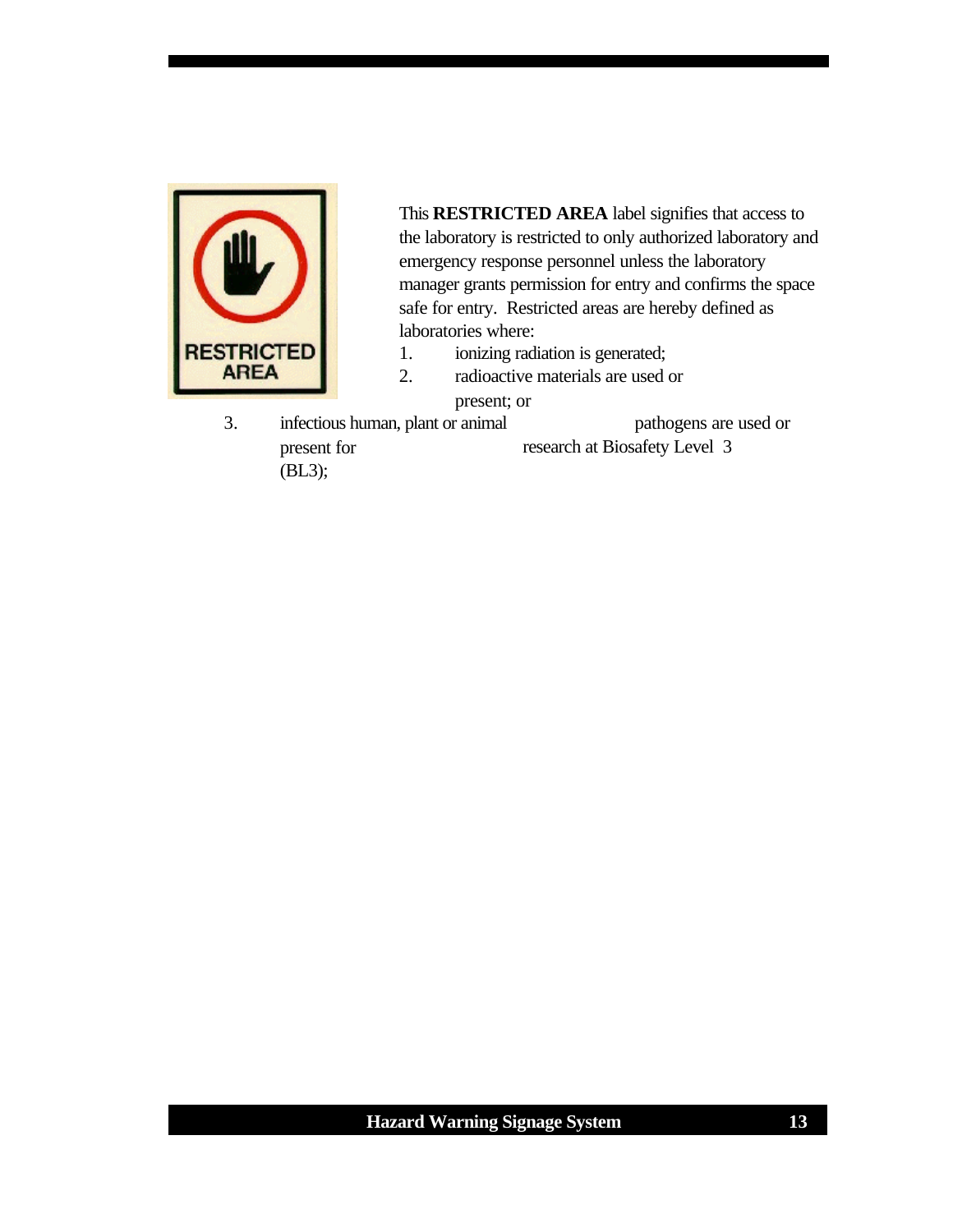This **RESTRICTED AREA** label signifies that access to the laboratory is restricted to only authorized laboratory and emergency response personnel unless the laboratory manager grants permission for entry and confirms the space safe for entry. Restricted areas are hereby defined as laboratories where:

1. ionizing radiation is generated;
2. radioactive materials are used or present; or
3. infectious human, plant or animal pathogens are used or present for research at Biosafety Level 3 (BL3);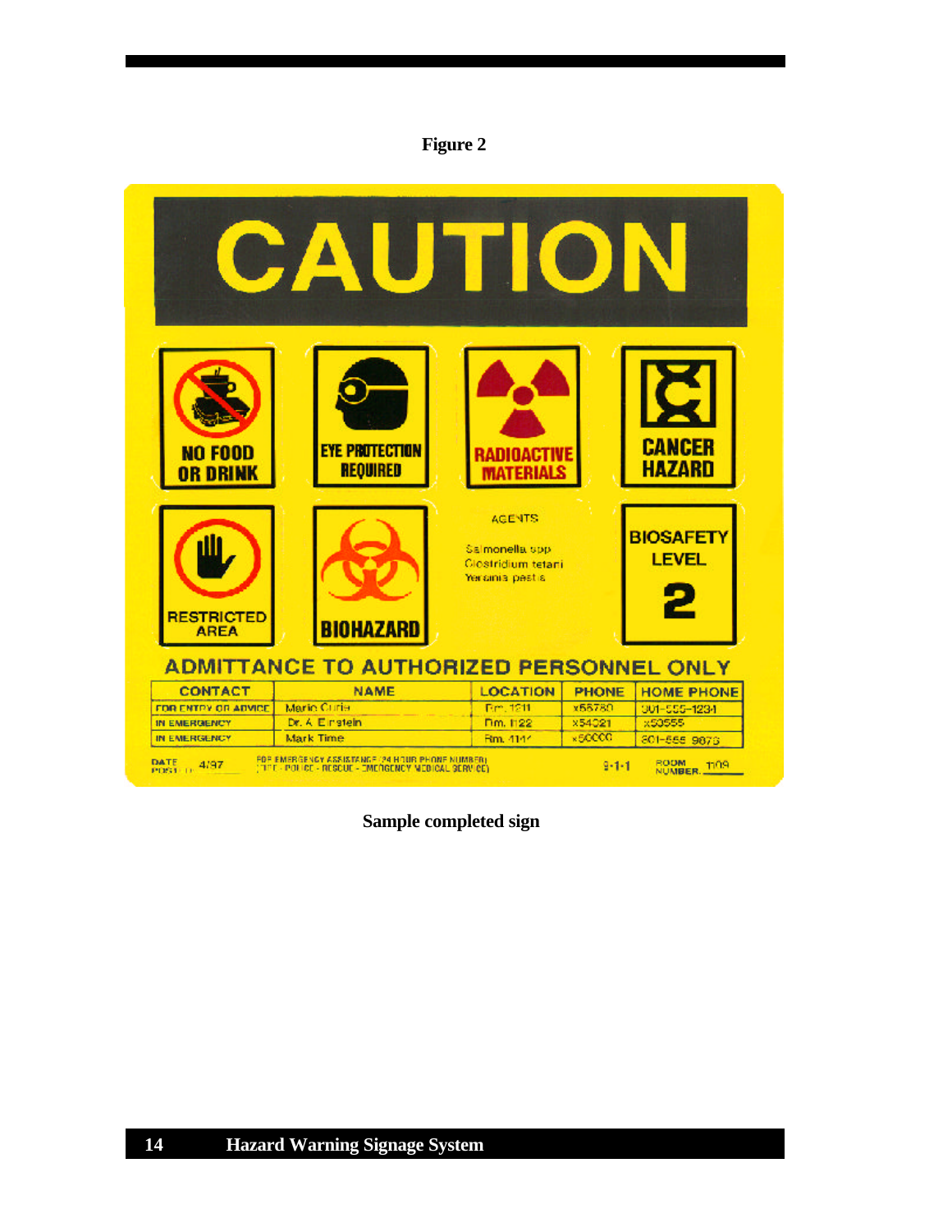**Figure 2**

CAUTION

NO FOOD OR DRINK

EYE PROTECTION REQUIRED

RADIOACTIVE MATERIALS

CANCER HAZARD

RESTRICTED AREA

BIOHAZARD

AGENTS

Salmonella spp
Clostridium tetani
Yersinia pestis

BIOSAFETY LEVEL 2

ADMITTANCE TO AUTHORIZED PERSONNEL ONLY

| CONTACT | NAME | LOCATION | PHONE | HOME PHONE |
|---|---|---|---|---|
| FOR ENTRY OR ADVICE | Marie Curie | Rm. 1211 | x55780 | 301-555-1234 |
| IN EMERGENCY | Dr. A. Einstein | Rm. 1122 | x54321 | x53555 |
| IN EMERGENCY | Mark Time | Rm. 1114 | x50000 | 301-555 9876 |

DATE POSTED 4/97 FOR EMERGENCY ASSISTANCE (24 HOUR PHONE NUMBER) (FIRE - POLICE - RESCUE - EMERGENCY MEDICAL SERVICE) 9-1-1 ROOM NUMBER 1109

**Sample completed sign**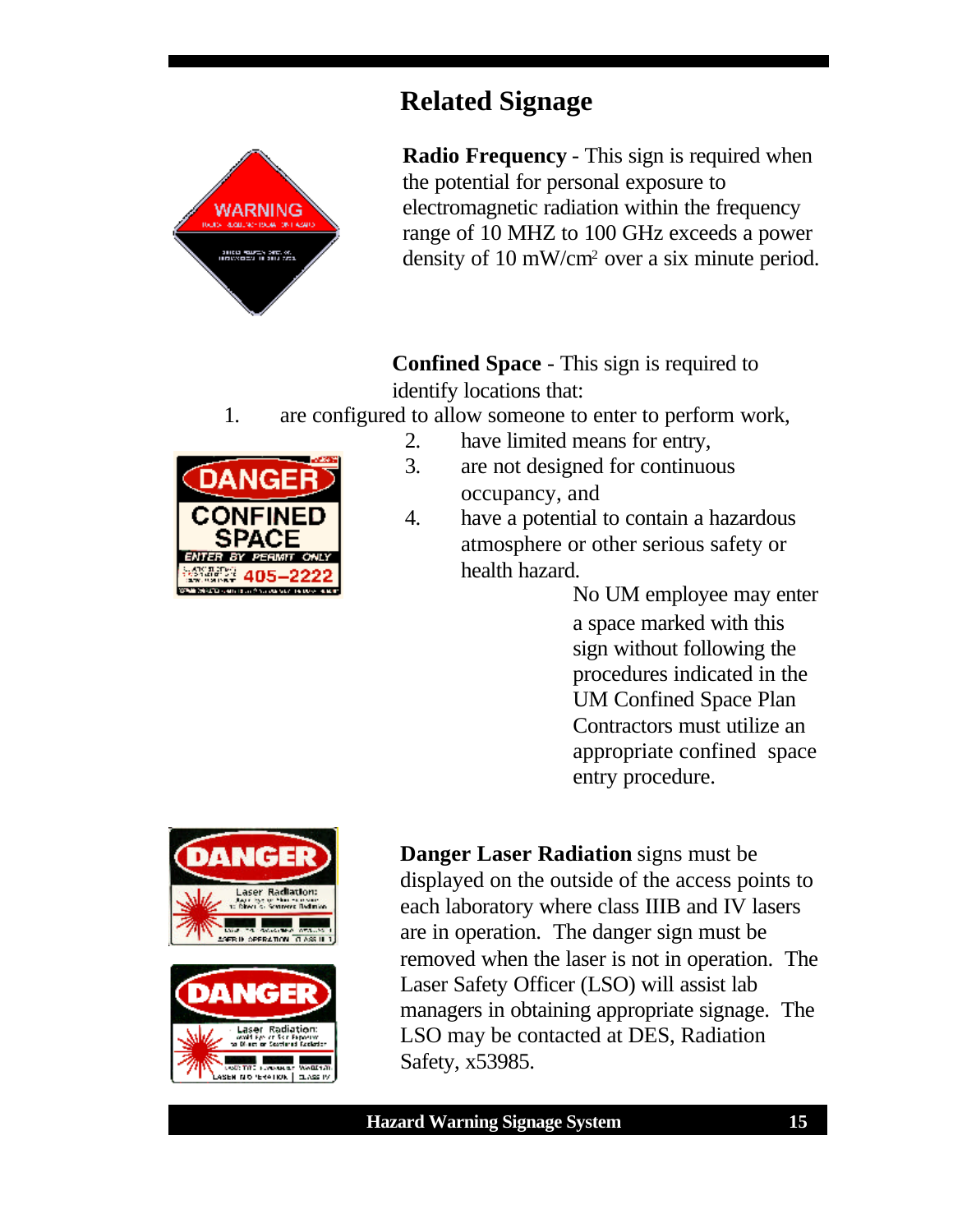## Related Signage

**Radio Frequency** - This sign is required when the potential for personal exposure to electromagnetic radiation within the frequency range of 10 MHZ to 100 GHz exceeds a power density of 10 $mW/cm^2$ over a six minute period.

**Confined Space** - This sign is required to identify locations that:

1. are configured to allow someone to enter to perform work,
2. have limited means for entry,
3. are not designed for continuous occupancy, and
4. have a potential to contain a hazardous atmosphere or other serious safety or health hazard.

No UM employee may enter a space marked with this sign without following the procedures indicated in the UM Confined Space Plan Contractors must utilize an appropriate confined space entry procedure.

**Danger Laser Radiation** signs must be displayed on the outside of the access points to each laboratory where class IIIB and IV lasers are in operation. The danger sign must be removed when the laser is not in operation. The Laser Safety Officer (LSO) will assist lab managers in obtaining appropriate signage. The LSO may be contacted at DES, Radiation Safety, x53985.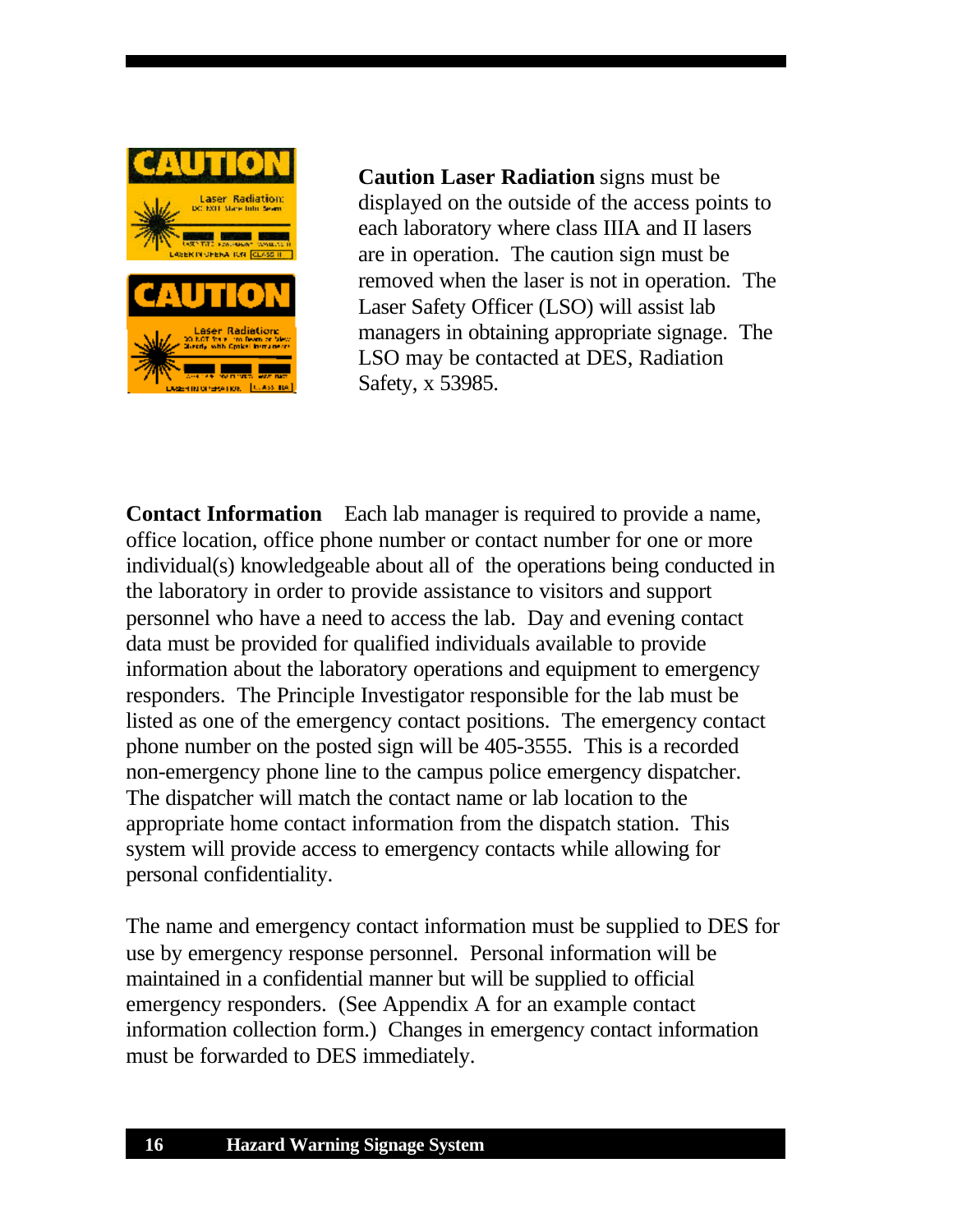**Caution Laser Radiation** signs must be displayed on the outside of the access points to each laboratory where class IIIA and II lasers are in operation. The caution sign must be removed when the laser is not in operation. The Laser Safety Officer (LSO) will assist lab managers in obtaining appropriate signage. The LSO may be contacted at DES, Radiation Safety, x 53985.

**Contact Information** Each lab manager is required to provide a name, office location, office phone number or contact number for one or more individual(s) knowledgeable about all of the operations being conducted in the laboratory in order to provide assistance to visitors and support personnel who have a need to access the lab. Day and evening contact data must be provided for qualified individuals available to provide information about the laboratory operations and equipment to emergency responders. The Principle Investigator responsible for the lab must be listed as one of the emergency contact positions. The emergency contact phone number on the posted sign will be 405-3555. This is a recorded non-emergency phone line to the campus police emergency dispatcher. The dispatcher will match the contact name or lab location to the appropriate home contact information from the dispatch station. This system will provide access to emergency contacts while allowing for personal confidentiality.

The name and emergency contact information must be supplied to DES for use by emergency response personnel. Personal information will be maintained in a confidential manner but will be supplied to official emergency responders. (See Appendix A for an example contact information collection form.) Changes in emergency contact information must be forwarded to DES immediately.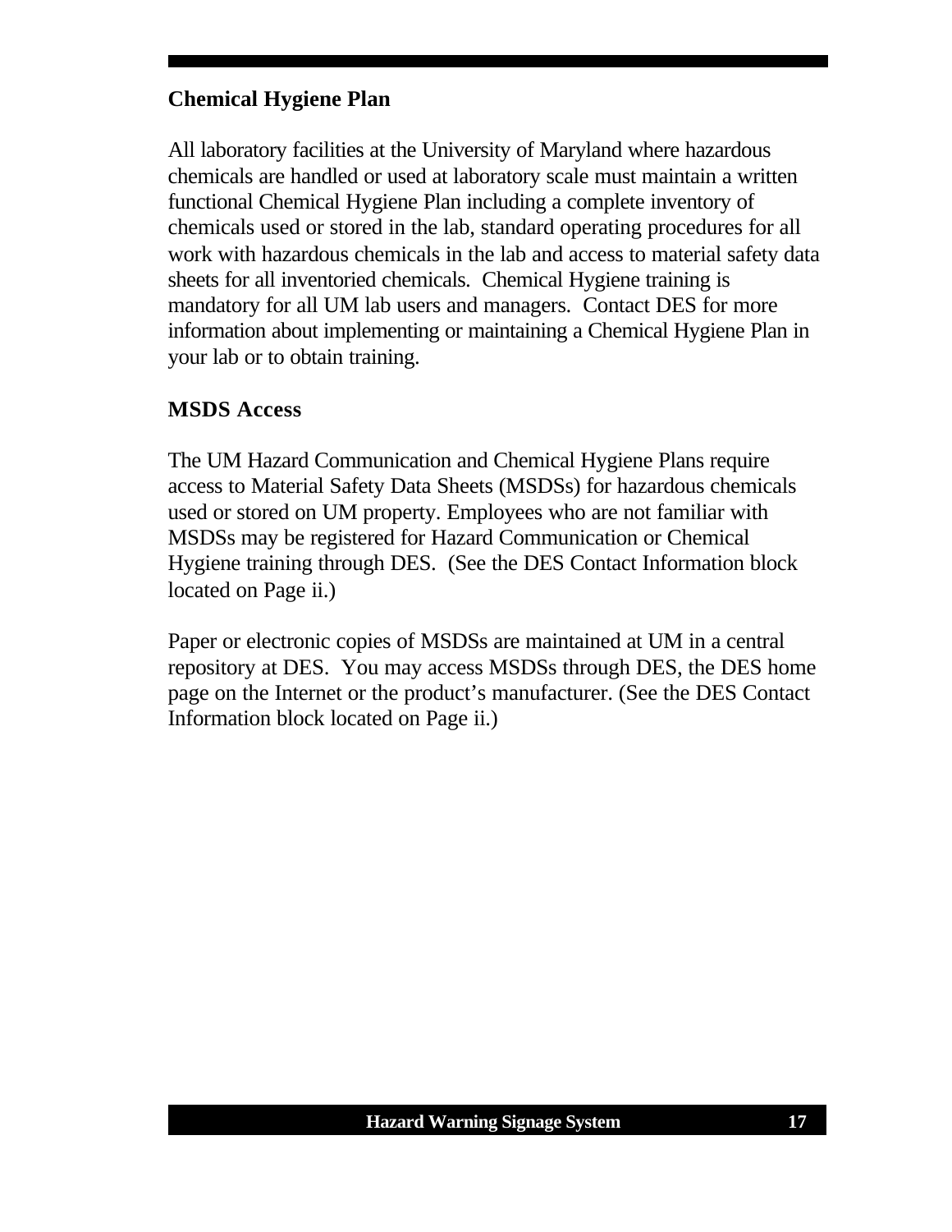## Chemical Hygiene Plan

All laboratory facilities at the University of Maryland where hazardous chemicals are handled or used at laboratory scale must maintain a written functional Chemical Hygiene Plan including a complete inventory of chemicals used or stored in the lab, standard operating procedures for all work with hazardous chemicals in the lab and access to material safety data sheets for all inventoried chemicals. Chemical Hygiene training is mandatory for all UM lab users and managers. Contact DES for more information about implementing or maintaining a Chemical Hygiene Plan in your lab or to obtain training.

## MSDS Access

The UM Hazard Communication and Chemical Hygiene Plans require access to Material Safety Data Sheets (MSDSs) for hazardous chemicals used or stored on UM property. Employees who are not familiar with MSDSs may be registered for Hazard Communication or Chemical Hygiene training through DES. (See the DES Contact Information block located on Page ii.)

Paper or electronic copies of MSDSs are maintained at UM in a central repository at DES. You may access MSDSs through DES, the DES home page on the Internet or the product's manufacturer. (See the DES Contact Information block located on Page ii.)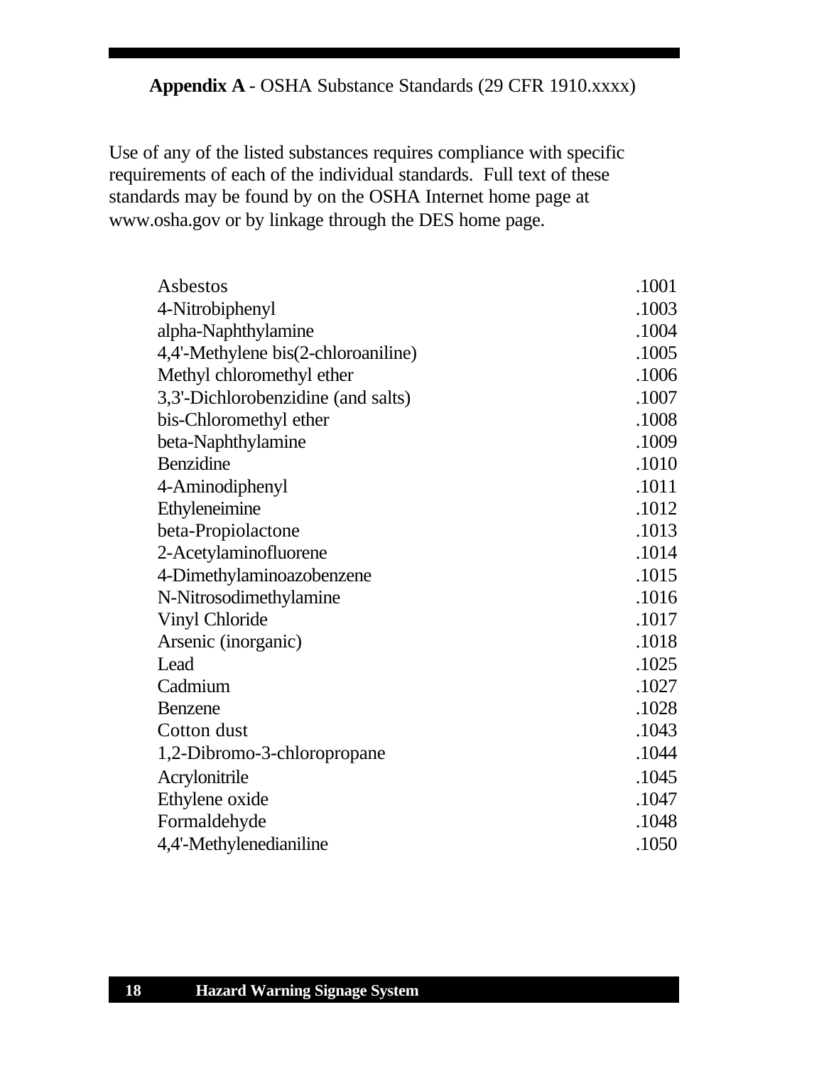**Appendix A** - OSHA Substance Standards (29 CFR 1910.xxxx)

Use of any of the listed substances requires compliance with specific requirements of each of the individual standards. Full text of these standards may be found by on the OSHA Internet home page at www.osha.gov or by linkage through the DES home page.

| | |
|---|---|
| Asbestos | .1001 |
| 4-Nitrobiphenyl | .1003 |
| alpha-Naphthylamine | .1004 |
| 4,4'-Methylene bis(2-chloroaniline) | .1005 |
| Methyl chloromethyl ether | .1006 |
| 3,3'-Dichlorobenzidine (and salts) | .1007 |
| bis-Chloromethyl ether | .1008 |
| beta-Naphthylamine | .1009 |
| Benzidine | .1010 |
| 4-Aminodiphenyl | .1011 |
| Ethyleneimine | .1012 |
| beta-Propiolactone | .1013 |
| 2-Acetylaminofluorene | .1014 |
| 4-Dimethylaminoazobenzene | .1015 |
| N-Nitrosodimethylamine | .1016 |
| Vinyl Chloride | .1017 |
| Arsenic (inorganic) | .1018 |
| Lead | .1025 |
| Cadmium | .1027 |
| Benzene | .1028 |
| Cotton dust | .1043 |
| 1,2-Dibromo-3-chloropropane | .1044 |
| Acrylonitrile | .1045 |
| Ethylene oxide | .1047 |
| Formaldehyde | .1048 |
| 4,4'-Methylenedianiline | .1050 |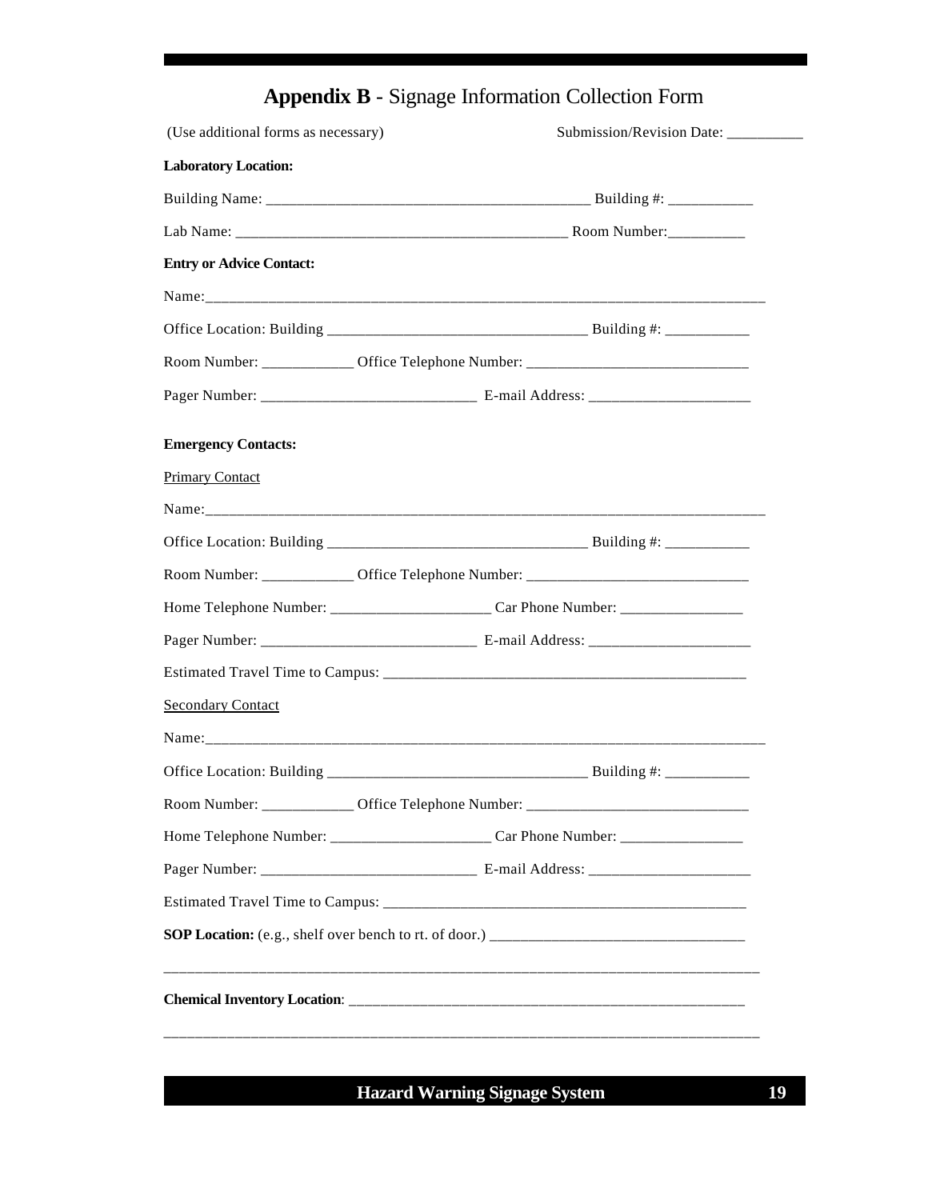# **Appendix B** - Signage Information Collection Form

(Use additional forms as necessary) Submission/Revision Date: __________

**Laboratory Location:**

Building Name: ________________________________________ Building #: ___________

Lab Name: ____________________________________________ Room Number:__________

**Entry or Advice Contact:**

Name:_____________________________________________________________________________

Office Location: Building __________________________________ Building #: ___________

Room Number: ____________ Office Telephone Number: _____________________________

Pager Number: ____________________________ E-mail Address: _____________________

**Emergency Contacts:**

<u>Primary Contact</u>

Name:_____________________________________________________________________________

Office Location: Building __________________________________ Building #: ___________

Room Number: ____________ Office Telephone Number: _____________________________

Home Telephone Number: _____________________ Car Phone Number: ________________

Pager Number: ____________________________ E-mail Address: _____________________

Estimated Travel Time to Campus: ________________________________________________

<u>Secondary Contact</u>

Name:_____________________________________________________________________________

Office Location: Building __________________________________ Building #: ___________

Room Number: ____________ Office Telephone Number: _____________________________

Home Telephone Number: _____________________ Car Phone Number: ________________

Pager Number: ____________________________ E-mail Address: _____________________

Estimated Travel Time to Campus: ________________________________________________

**SOP Location:** (e.g., shelf over bench to rt. of door.) _________________________________

_____________________________________________________________________________

**Chemical Inventory Location**: _____________________________________________________

_____________________________________________________________________________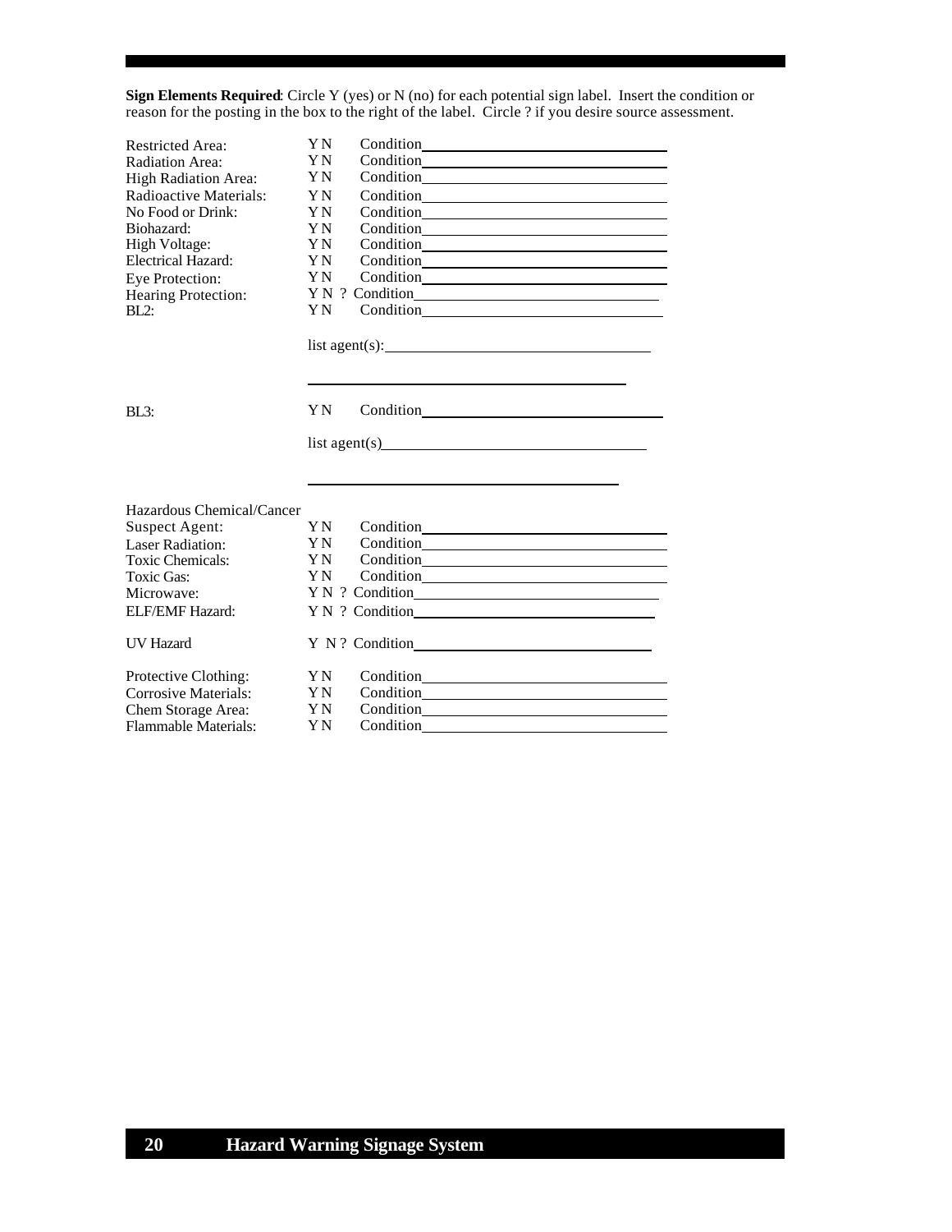**Sign Elements Required**: Circle Y (yes) or N (no) for each potential sign label. Insert the condition or reason for the posting in the box to the right of the label. Circle ? if you desire source assessment.

| | | |
|---|---|---|
| Restricted Area: | Y N | Condition________________________ |
| Radiation Area: | Y N | Condition________________________ |
| High Radiation Area: | Y N | Condition________________________ |
| Radioactive Materials: | Y N | Condition________________________ |
| No Food or Drink: | Y N | Condition________________________ |
| Biohazard: | Y N | Condition________________________ |
| High Voltage: | Y N | Condition________________________ |
| Electrical Hazard: | Y N | Condition________________________ |
| Eye Protection: | Y N | Condition________________________ |
| Hearing Protection: | Y N ? | Condition________________________ |
| BL2: | Y N | Condition________________________ |
| | | list agent(s):________________________ |
| | | ________________________ |
| BL3: | Y N | Condition________________________ |
| | | list agent(s)________________________ |
| | | ________________________ |
| Hazardous Chemical/Cancer Suspect Agent: | Y N | Condition________________________ |
| Laser Radiation: | Y N | Condition________________________ |
| Toxic Chemicals: | Y N | Condition________________________ |
| Toxic Gas: | Y N | Condition________________________ |
| Microwave: | Y N ? | Condition________________________ |
| ELF/EMF Hazard: | Y N ? | Condition________________________ |
| UV Hazard | Y N ? | Condition________________________ |
| Protective Clothing: | Y N | Condition________________________ |
| Corrosive Materials: | Y N | Condition________________________ |
| Chem Storage Area: | Y N | Condition________________________ |
| Flammable Materials: | Y N | Condition________________________ |